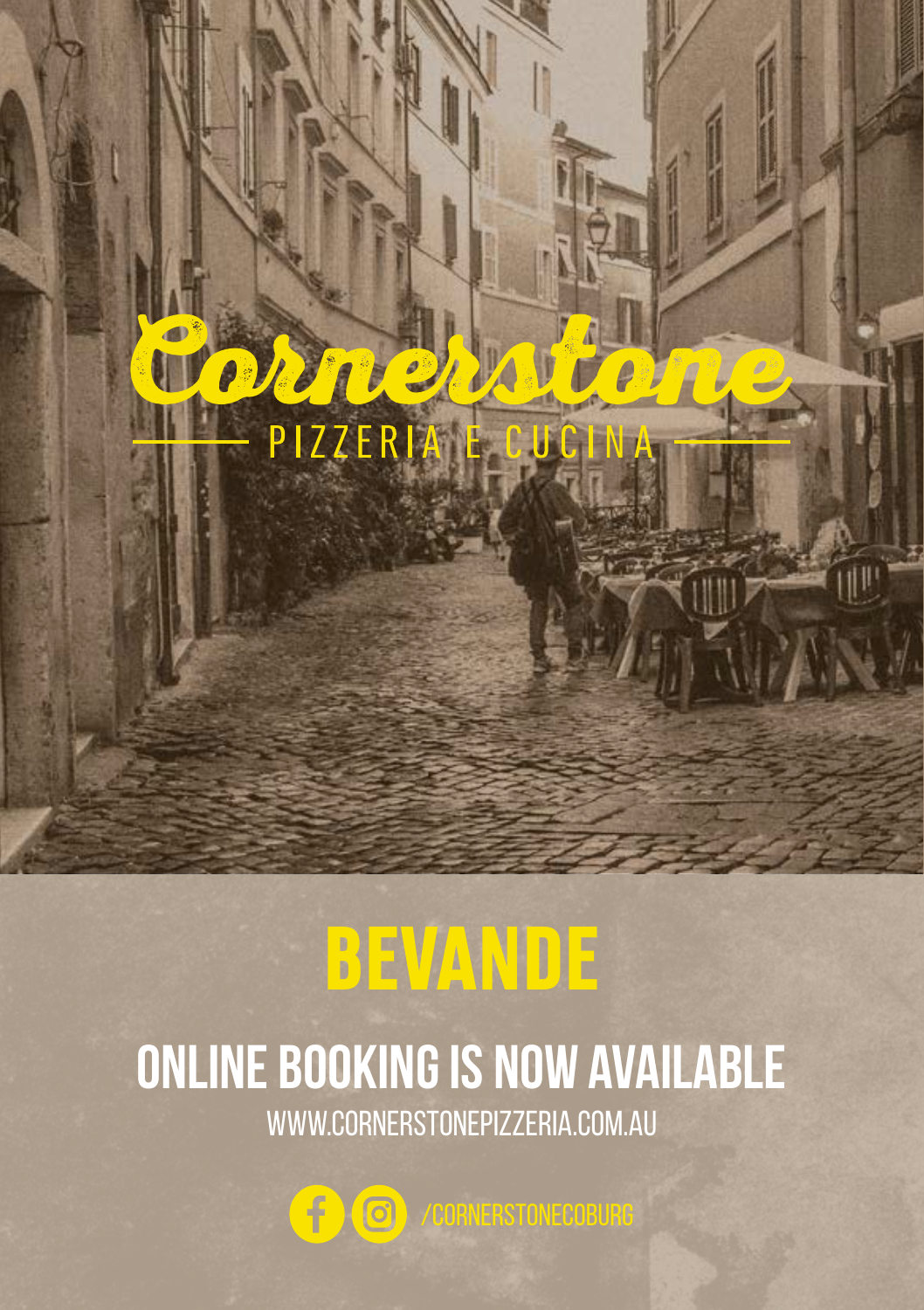# Cornerstone

PIZZERIA E CUCINA

# BEVANDE

## ONLINE BOOKING IS NOW AVAILABLE

WWW.CORNERSTONEPIZZERIA.COM.AU

/CORNERSTONECOBURG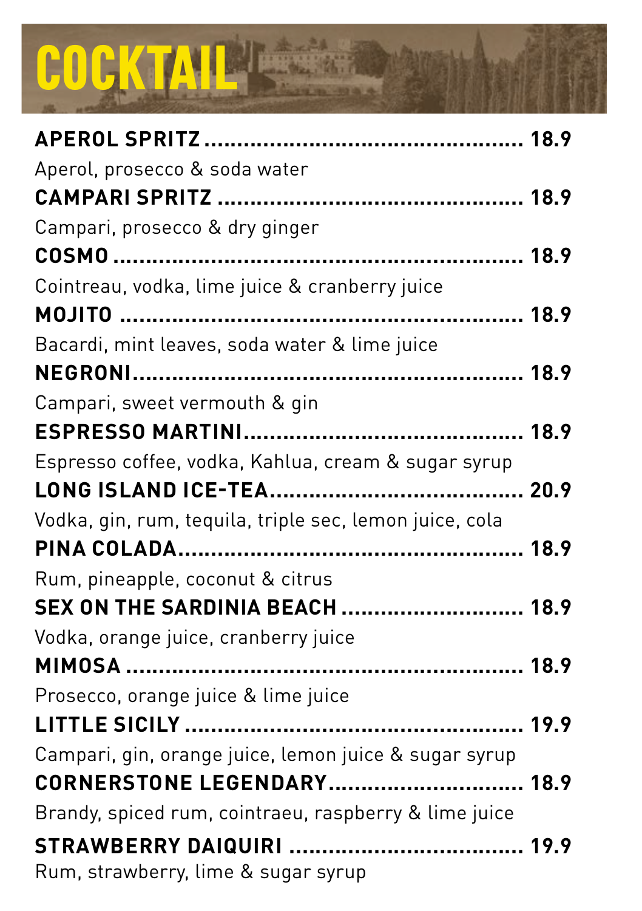# COCKTAIL

**APEROL SPRITZ** .................................................. **18.9**
Aperol, prosecco & soda water

**CAMPARI SPRITZ** .................................................. **18.9**
Campari, prosecco & dry ginger

**COSMO** .................................................. **18.9**
Cointreau, vodka, lime juice & cranberry juice

**MOJITO** .................................................. **18.9**
Bacardi, mint leaves, soda water & lime juice

**NEGRONI** .................................................. **18.9**
Campari, sweet vermouth & gin

**ESPRESSO MARTINI** .................................................. **18.9**
Espresso coffee, vodka, Kahlua, cream & sugar syrup

**LONG ISLAND ICE-TEA** .................................................. **20.9**
Vodka, gin, rum, tequila, triple sec, lemon juice, cola

**PINA COLADA** .................................................. **18.9**
Rum, pineapple, coconut & citrus

**SEX ON THE SARDINIA BEACH** .................................................. **18.9**
Vodka, orange juice, cranberry juice

**MIMOSA** .................................................. **18.9**
Prosecco, orange juice & lime juice

**LITTLE SICILY** .................................................. **19.9**
Campari, gin, orange juice, lemon juice & sugar syrup

**CORNERSTONE LEGENDARY** .................................................. **18.9**
Brandy, spiced rum, cointraeu, raspberry & lime juice

**STRAWBERRY DAIQUIRI** .................................................. **19.9**
Rum, strawberry, lime & sugar syrup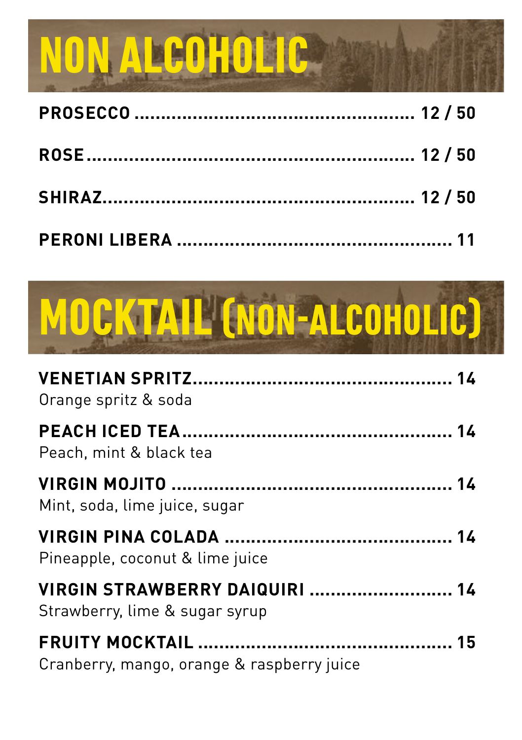# NON ALCOHOLIC

**PROSECCO** ........................................... **12 / 50**

**ROSE** ........................................... **12 / 50**

**SHIRAZ** ........................................... **12 / 50**

**PERONI LIBERA** ........................................... **11**

# MOCKTAIL (NON-ALCOHOLIC)

**VENETIAN SPRITZ** ........................................... **14**
Orange spritz & soda

**PEACH ICED TEA** ........................................... **14**
Peach, mint & black tea

**VIRGIN MOJITO** ........................................... **14**
Mint, soda, lime juice, sugar

**VIRGIN PINA COLADA** ........................................... **14**
Pineapple, coconut & lime juice

**VIRGIN STRAWBERRY DAIQUIRI** ........................................... **14**
Strawberry, lime & sugar syrup

**FRUITY MOCKTAIL** ........................................... **15**
Cranberry, mango, orange & raspberry juice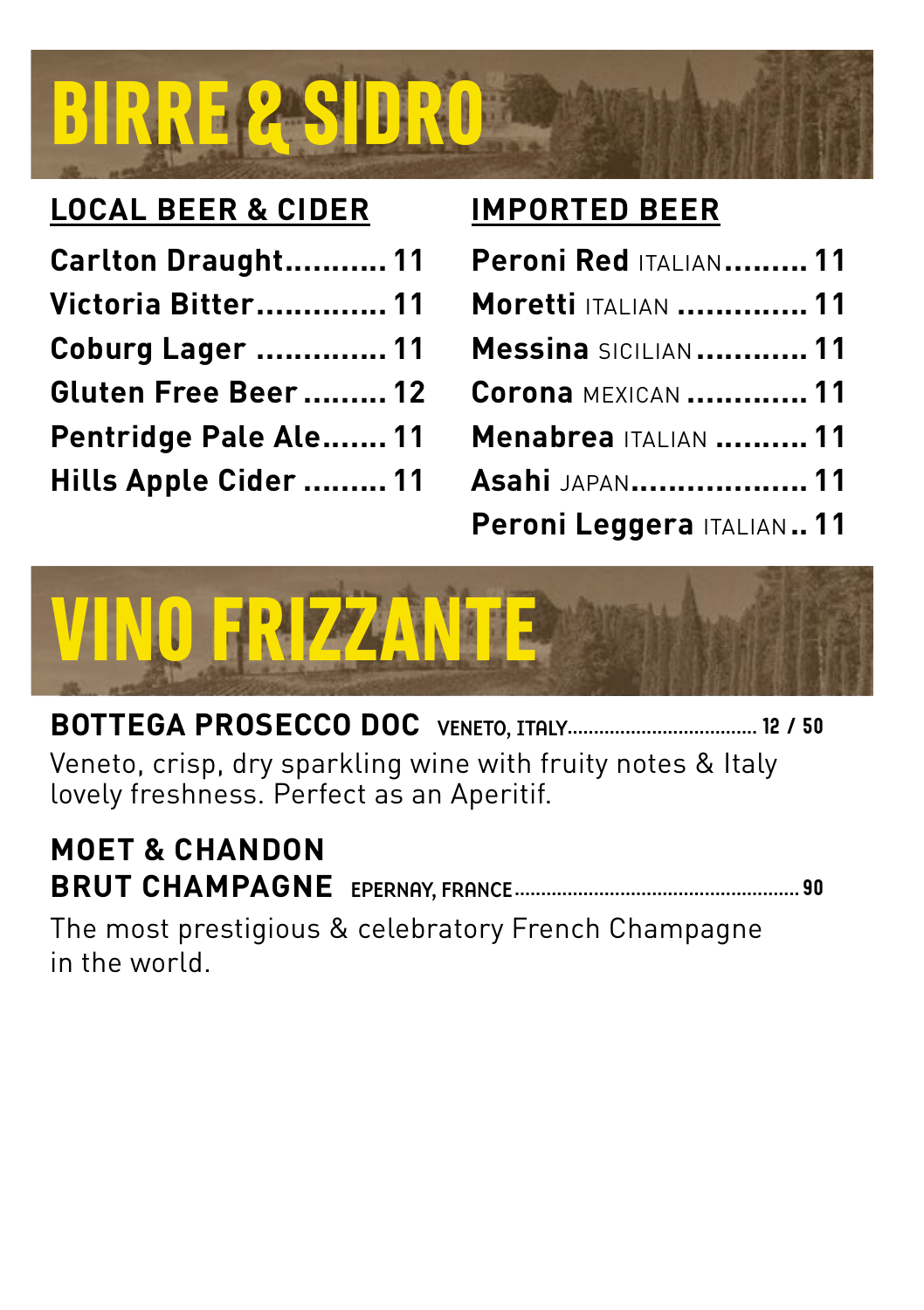# BIRRE & SIDRO

## LOCAL BEER & CIDER

- **Carlton Draught** ........... **11**
- **Victoria Bitter** .............. **11**
- **Coburg Lager** .............. **11**
- **Gluten Free Beer** ......... **12**
- **Pentridge Pale Ale** ....... **11**
- **Hills Apple Cider** ......... **11**

## IMPORTED BEER

- **Peroni Red** ITALIAN ......... **11**
- **Moretti** ITALIAN .............. **11**
- **Messina** SICILIAN ............ **11**
- **Corona** MEXICAN ............. **11**
- **Menabrea** ITALIAN .......... **11**
- **Asahi** JAPAN ................... **11**
- **Peroni Leggera** ITALIAN .. **11**

# VINO FRIZZANTE

**BOTTEGA PROSECCO DOC** VENETO, ITALY.................................... **12 / 50**

Veneto, crisp, dry sparkling wine with fruity notes & Italy lovely freshness. Perfect as an Aperitif.

**MOET & CHANDON**
**BRUT CHAMPAGNE** EPERNAY, FRANCE...................................................... **90**

The most prestigious & celebratory French Champagne in the world.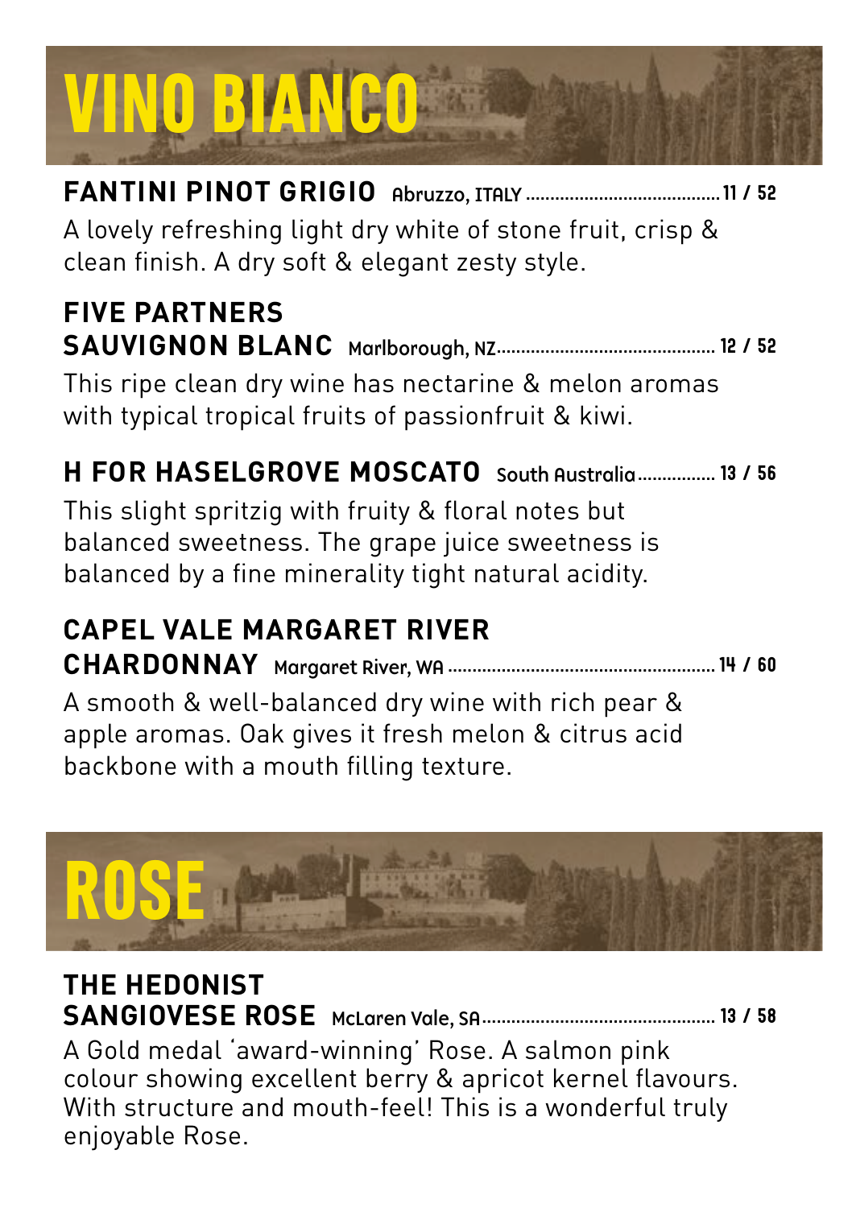# VINO BIANCO

**FANTINI PINOT GRIGIO** Abruzzo, ITALY ........ 11 / 52

A lovely refreshing light dry white of stone fruit, crisp & clean finish. A dry soft & elegant zesty style.

**FIVE PARTNERS SAUVIGNON BLANC** Marlborough, NZ ........ 12 / 52

This ripe clean dry wine has nectarine & melon aromas with typical tropical fruits of passionfruit & kiwi.

**H FOR HASELGROVE MOSCATO** South Australia ........ 13 / 56

This slight spritzig with fruity & floral notes but balanced sweetness. The grape juice sweetness is balanced by a fine minerality tight natural acidity.

**CAPEL VALE MARGARET RIVER CHARDONNAY** Margaret River, WA ........ 14 / 60

A smooth & well-balanced dry wine with rich pear & apple aromas. Oak gives it fresh melon & citrus acid backbone with a mouth filling texture.

# ROSE

**THE HEDONIST SANGIOVESE ROSE** McLaren Vale, SA ........ 13 / 58

A Gold medal 'award-winning' Rose. A salmon pink colour showing excellent berry & apricot kernel flavours. With structure and mouth-feel! This is a wonderful truly enjoyable Rose.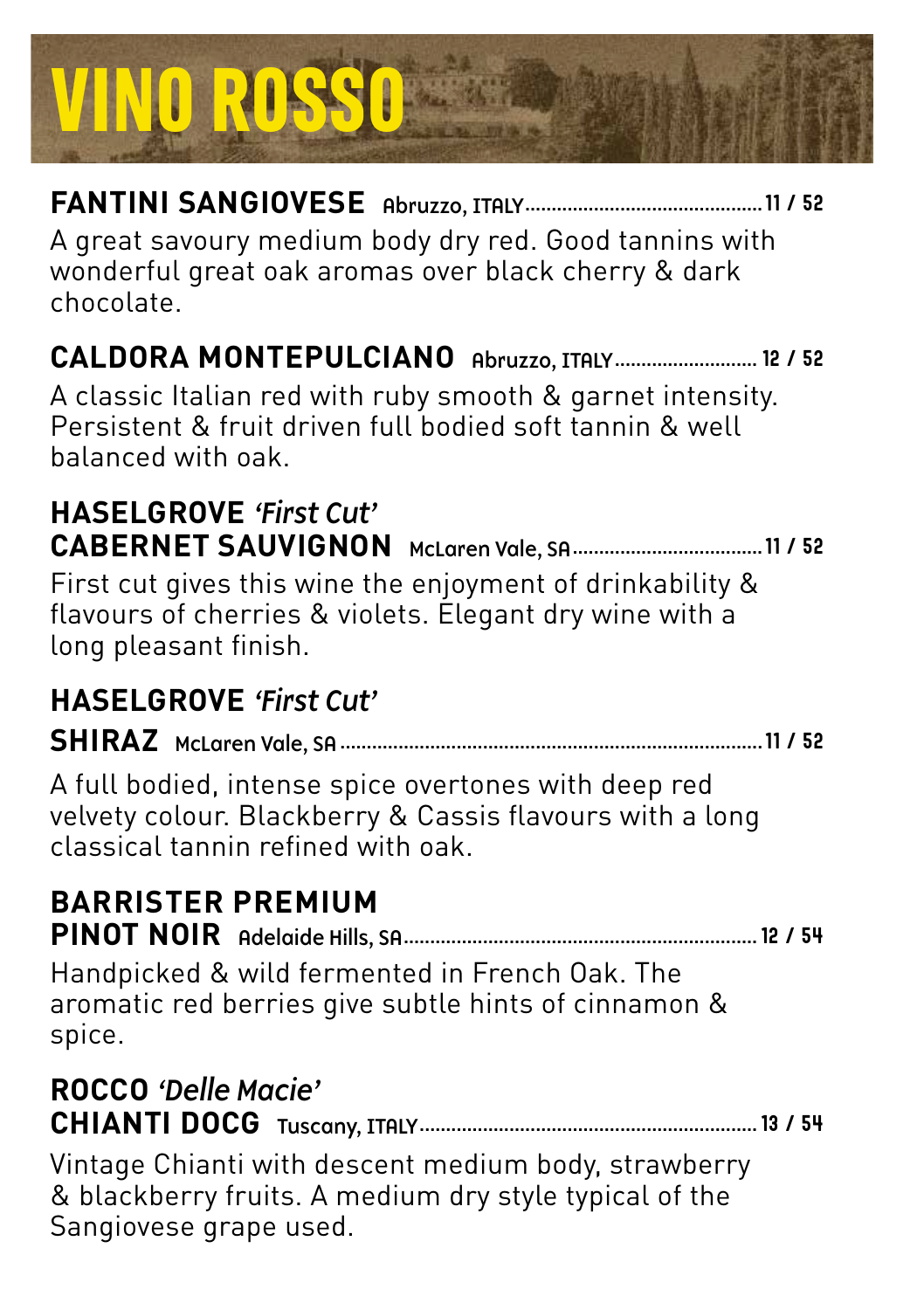# VINO ROSSO

**FANTINI SANGIOVESE** Abruzzo, ITALY........................................ 11 / 52

A great savoury medium body dry red. Good tannins with wonderful great oak aromas over black cherry & dark chocolate.

**CALDORA MONTEPULCIANO** Abruzzo, ITALY........................ 12 / 52

A classic Italian red with ruby smooth & garnet intensity. Persistent & fruit driven full bodied soft tannin & well balanced with oak.

**HASELGROVE** ***'First Cut'***
**CABERNET SAUVIGNON** McLaren Vale, SA................................ 11 / 52

First cut gives this wine the enjoyment of drinkability & flavours of cherries & violets. Elegant dry wine with a long pleasant finish.

**HASELGROVE** ***'First Cut'***
**SHIRAZ** McLaren Vale, SA............................................................................ 11 / 52

A full bodied, intense spice overtones with deep red velvety colour. Blackberry & Cassis flavours with a long classical tannin refined with oak.

**BARRISTER PREMIUM**
**PINOT NOIR** Adelaide Hills, SA.............................................................. 12 / 54

Handpicked & wild fermented in French Oak. The aromatic red berries give subtle hints of cinnamon & spice.

**ROCCO** ***'Delle Macie'***
**CHIANTI DOCG** Tuscany, ITALY........................................................... 13 / 54

Vintage Chianti with descent medium body, strawberry & blackberry fruits. A medium dry style typical of the Sangiovese grape used.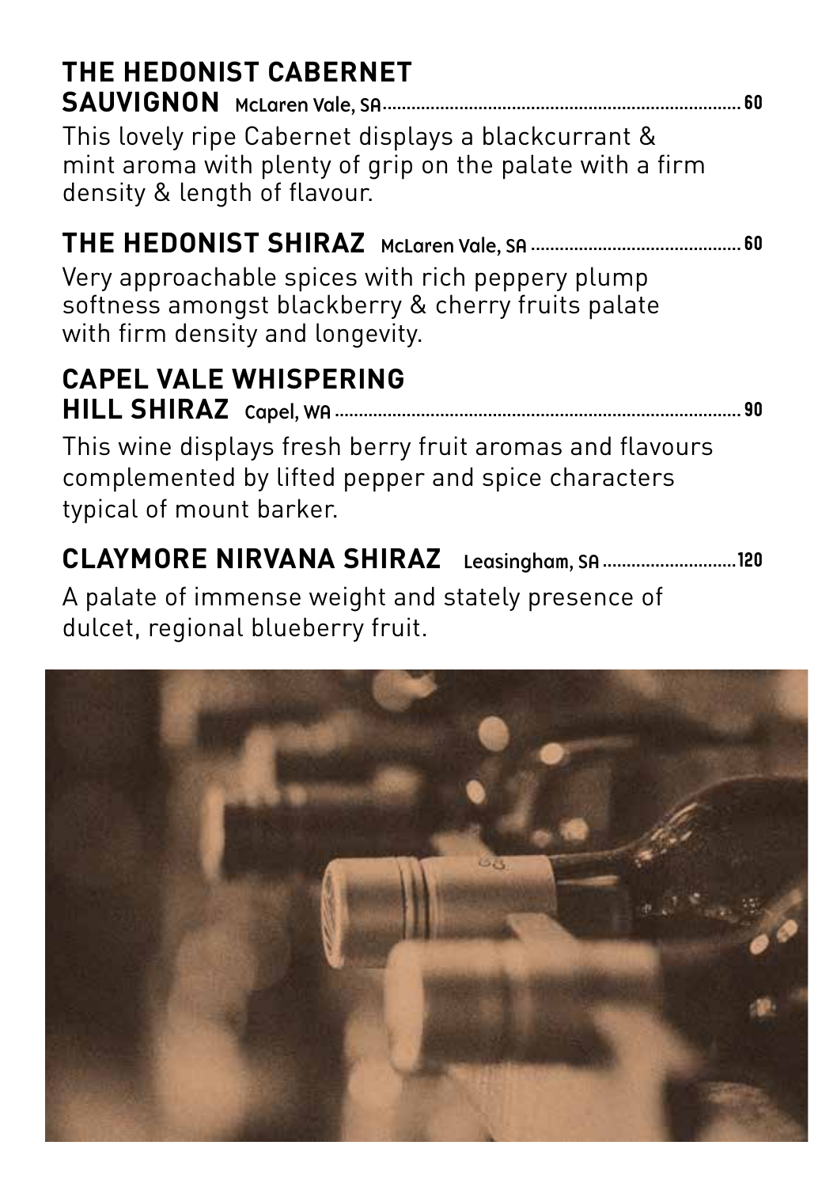**THE HEDONIST CABERNET SAUVIGNON** McLaren Vale, SA ........ 60

This lovely ripe Cabernet displays a blackcurrant & mint aroma with plenty of grip on the palate with a firm density & length of flavour.

**THE HEDONIST SHIRAZ** McLaren Vale, SA ........ 60

Very approachable spices with rich peppery plump softness amongst blackberry & cherry fruits palate with firm density and longevity.

**CAPEL VALE WHISPERING HILL SHIRAZ** Capel, WA ........ 90

This wine displays fresh berry fruit aromas and flavours complemented by lifted pepper and spice characters typical of mount barker.

**CLAYMORE NIRVANA SHIRAZ** Leasingham, SA ........ 120

A palate of immense weight and stately presence of dulcet, regional blueberry fruit.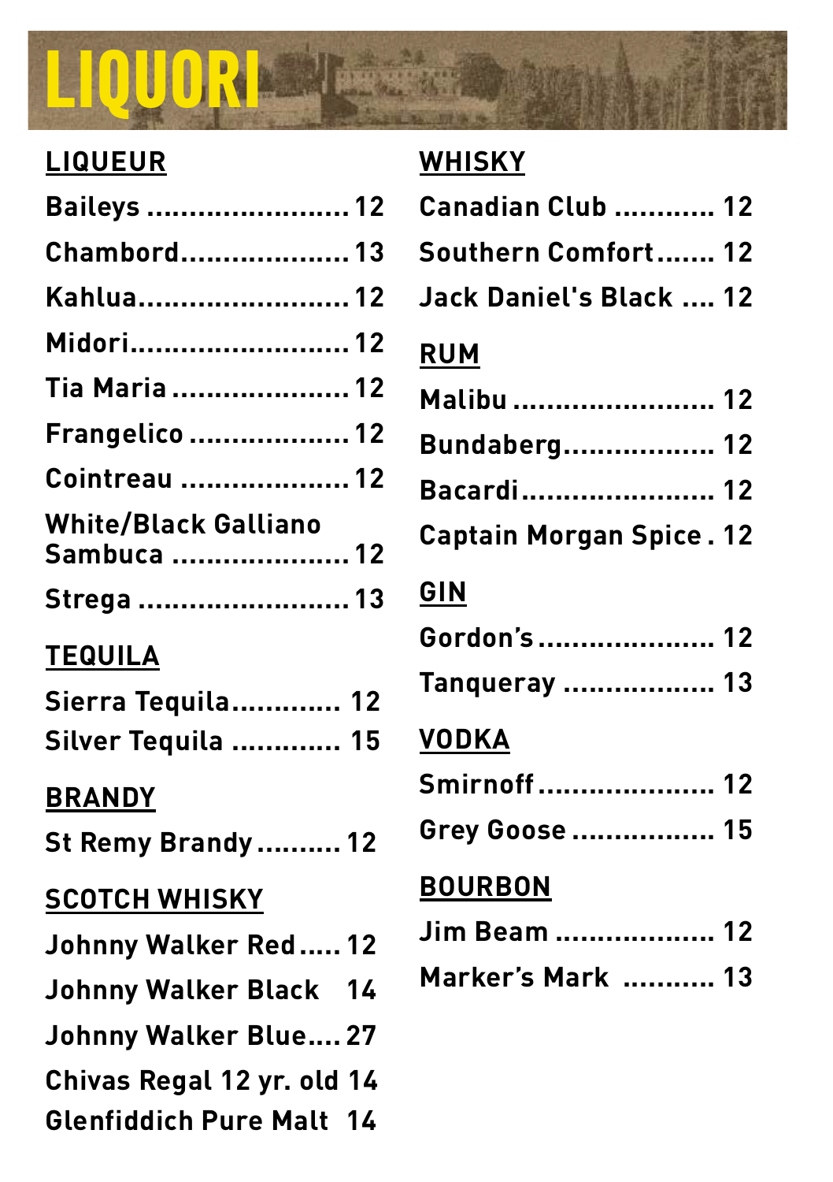# LIQUORI

## LIQUEUR

| Item | Price |
|---|---|
| Baileys | 12 |
| Chambord | 13 |
| Kahlua | 12 |
| Midori | 12 |
| Tia Maria | 12 |
| Frangelico | 12 |
| Cointreau | 12 |
| White/Black Galliano Sambuca | 12 |
| Strega | 13 |

## TEQUILA

| Item | Price |
|---|---|
| Sierra Tequila | 12 |
| Silver Tequila | 15 |

## BRANDY

| Item | Price |
|---|---|
| St Remy Brandy | 12 |

## SCOTCH WHISKY

| Item | Price |
|---|---|
| Johnny Walker Red | 12 |
| Johnny Walker Black | 14 |
| Johnny Walker Blue | 27 |
| Chivas Regal 12 yr. old | 14 |
| Glenfiddich Pure Malt | 14 |

## WHISKY

| Item | Price |
|---|---|
| Canadian Club | 12 |
| Southern Comfort | 12 |
| Jack Daniel's Black | 12 |

## RUM

| Item | Price |
|---|---|
| Malibu | 12 |
| Bundaberg | 12 |
| Bacardi | 12 |
| Captain Morgan Spice | 12 |

## GIN

| Item | Price |
|---|---|
| Gordon's | 12 |
| Tanqueray | 13 |

## VODKA

| Item | Price |
|---|---|
| Smirnoff | 12 |
| Grey Goose | 15 |

## BOURBON

| Item | Price |
|---|---|
| Jim Beam | 12 |
| Marker's Mark | 13 |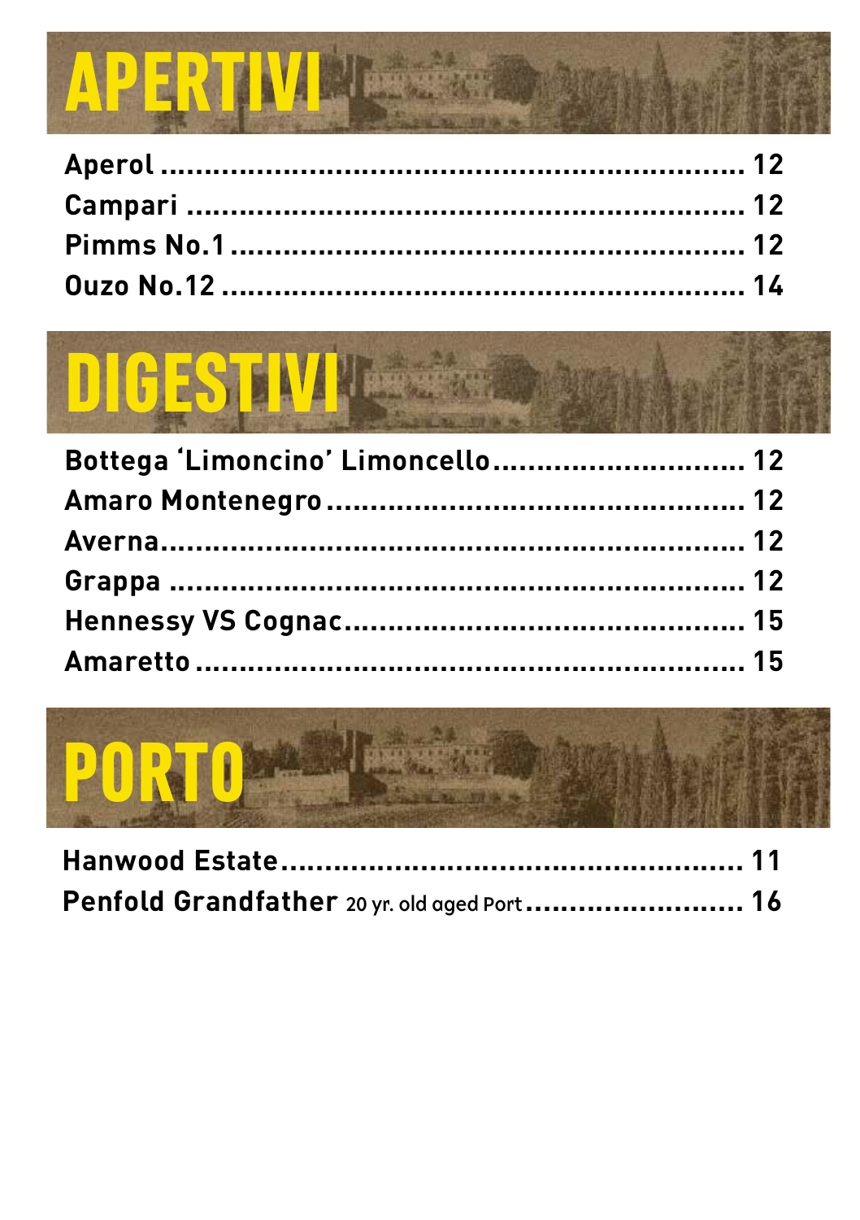# APERTIVI

Aperol .................................................................... 12
Campari .................................................................. 12
Pimms No.1 ............................................................. 12
Ouzo No.12 .............................................................. 14

# DIGESTIVI

Bottega 'Limoncino' Limoncello ............................. 12
Amaro Montenegro ................................................. 12
Averna ..................................................................... 12
Grappa ..................................................................... 12
Hennessy VS Cognac .............................................. 15
Amaretto .................................................................. 15

# PORTO

Hanwood Estate ...................................................... 11
Penfold Grandfather 20 yr. old aged Port ............... 16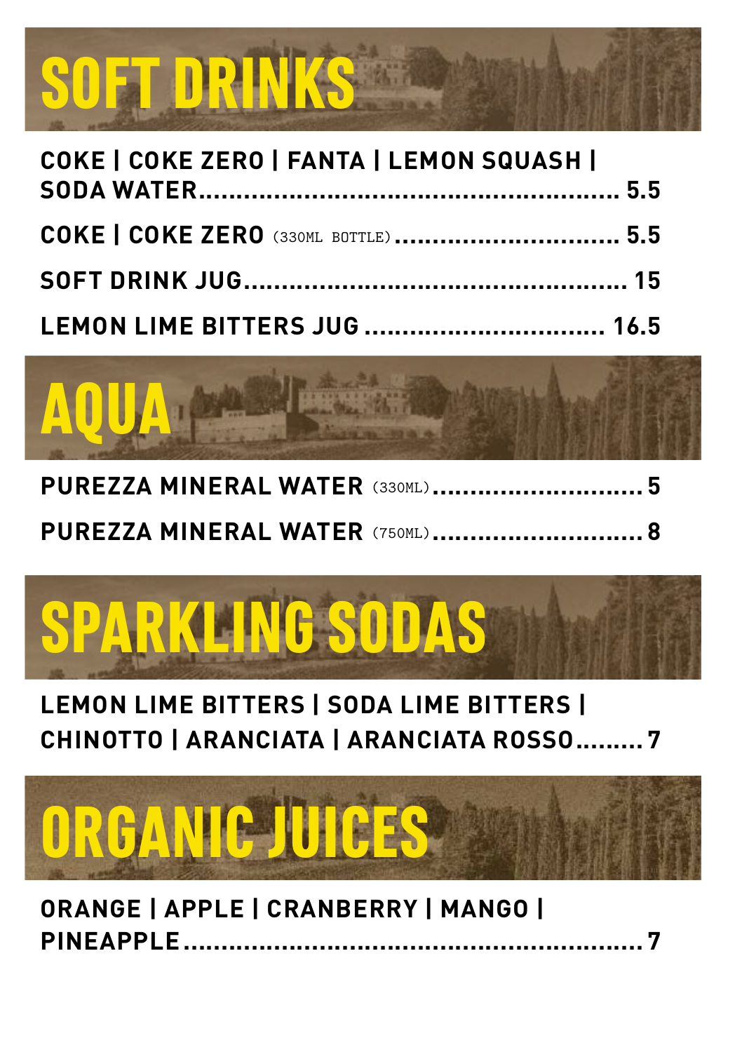# SOFT DRINKS

**COKE | COKE ZERO | FANTA | LEMON SQUASH | SODA WATER**.......... **5.5**

**COKE | COKE ZERO** (330ML BOTTLE).......... **5.5**

**SOFT DRINK JUG**.......... **15**

**LEMON LIME BITTERS JUG**.......... **16.5**

# AQUA

**PUREZZA MINERAL WATER** (330ML).......... **5**

**PUREZZA MINERAL WATER** (750ML).......... **8**

# SPARKLING SODAS

**LEMON LIME BITTERS | SODA LIME BITTERS | CHINOTTO | ARANCIATA | ARANCIATA ROSSO**.......... **7**

# ORGANIC JUICES

**ORANGE | APPLE | CRANBERRY | MANGO | PINEAPPLE**.......... **7**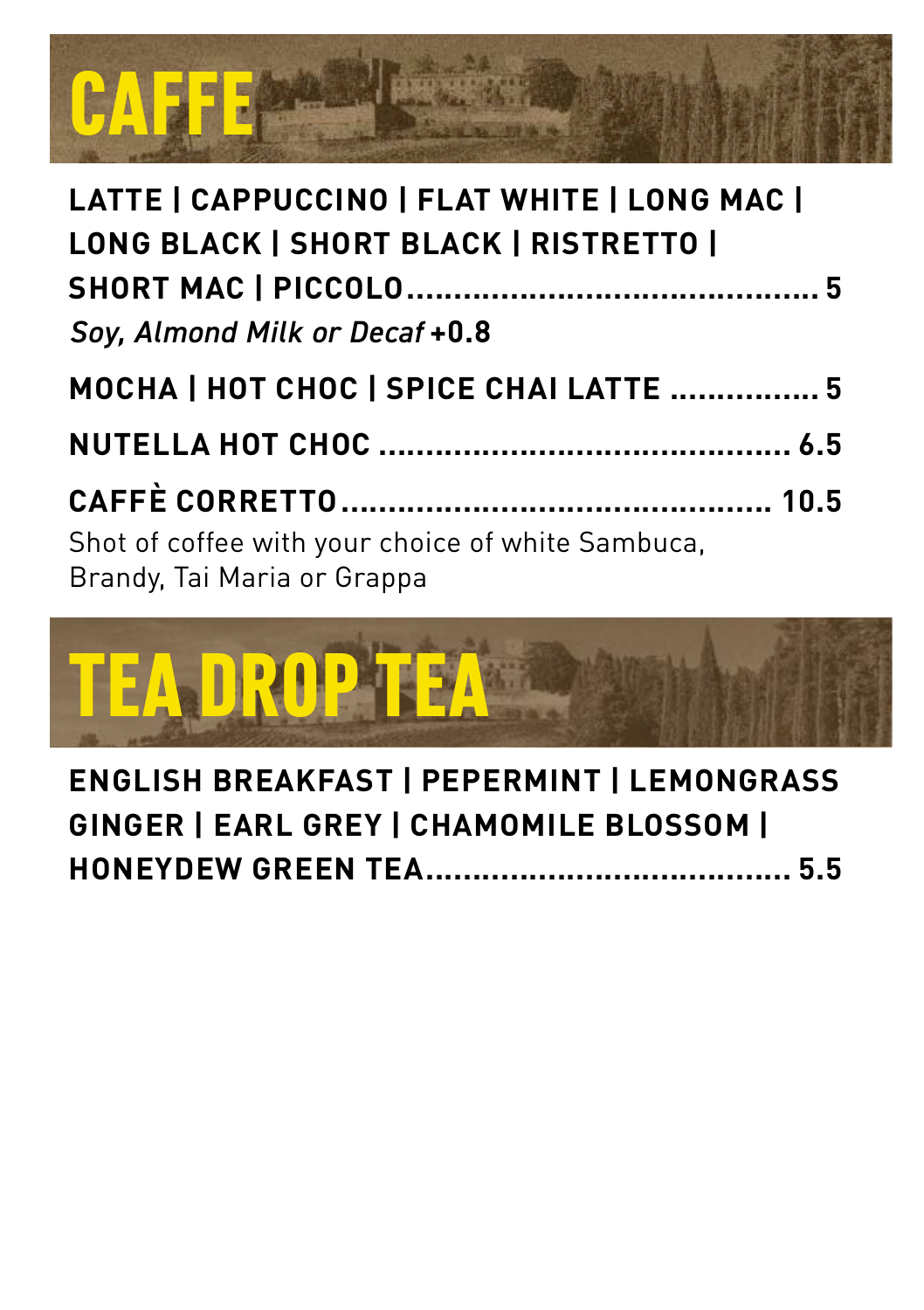# CAFFE

**LATTE | CAPPUCCINO | FLAT WHITE | LONG MAC | LONG BLACK | SHORT BLACK | RISTRETTO | SHORT MAC | PICCOLO............................................ 5**

*Soy, Almond Milk or Decaf* **+0.8**

**MOCHA | HOT CHOC | SPICE CHAI LATTE ................ 5**

**NUTELLA HOT CHOC ............................................ 6.5**

**CAFFÈ CORRETTO............................................. 10.5**

Shot of coffee with your choice of white Sambuca, Brandy, Tai Maria or Grappa

# TEA DROP TEA

**ENGLISH BREAKFAST | PEPERMINT | LEMONGRASS GINGER | EARL GREY | CHAMOMILE BLOSSOM | HONEYDEW GREEN TEA...................................... 5.5**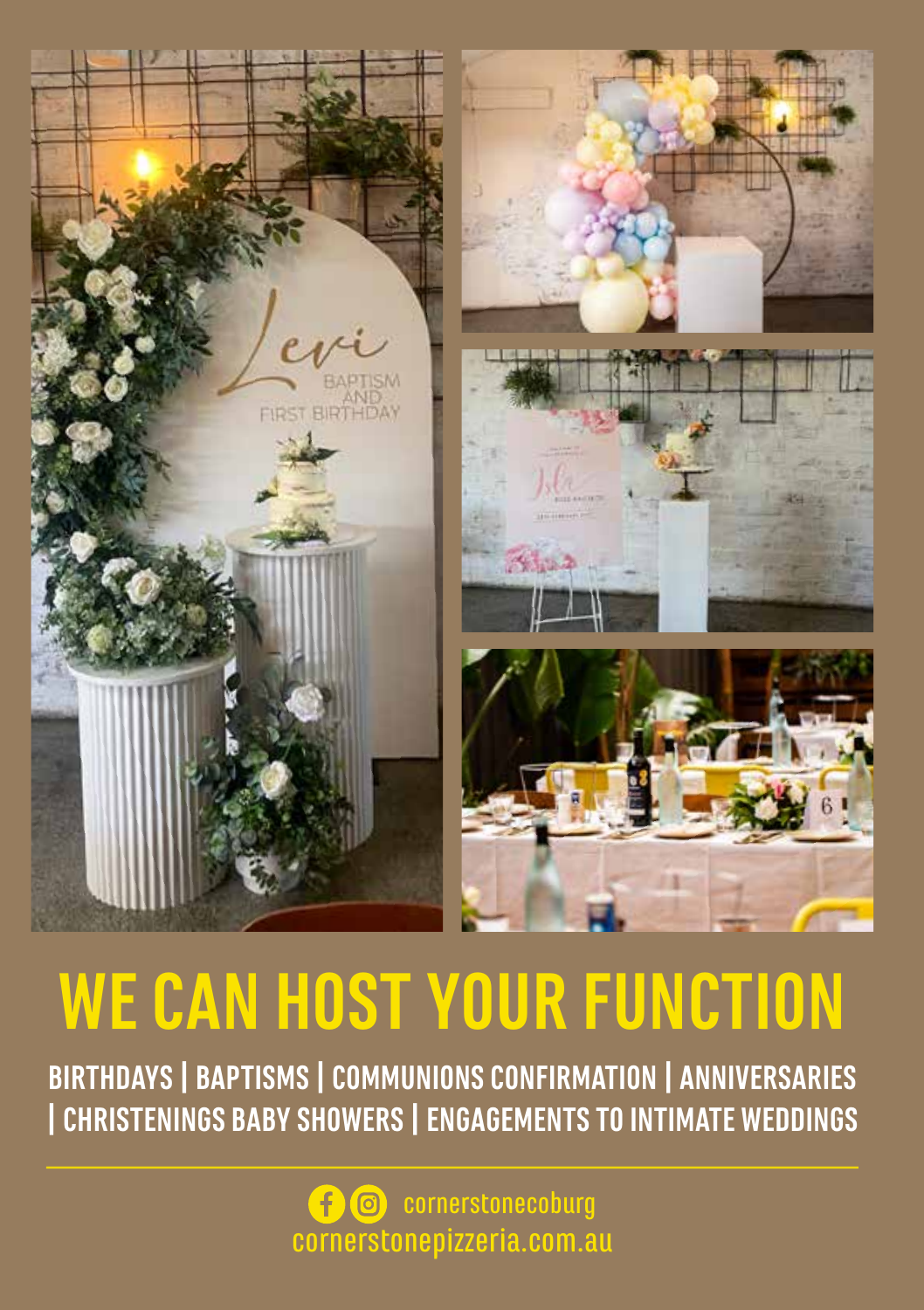# WE CAN HOST YOUR FUNCTION

BIRTHDAYS | BAPTISMS | COMMUNIONS CONFIRMATION | ANNIVERSARIES | CHRISTENINGS BABY SHOWERS | ENGAGEMENTS TO INTIMATE WEDDINGS

cornerstonecoburg

cornerstonepizzeria.com.au